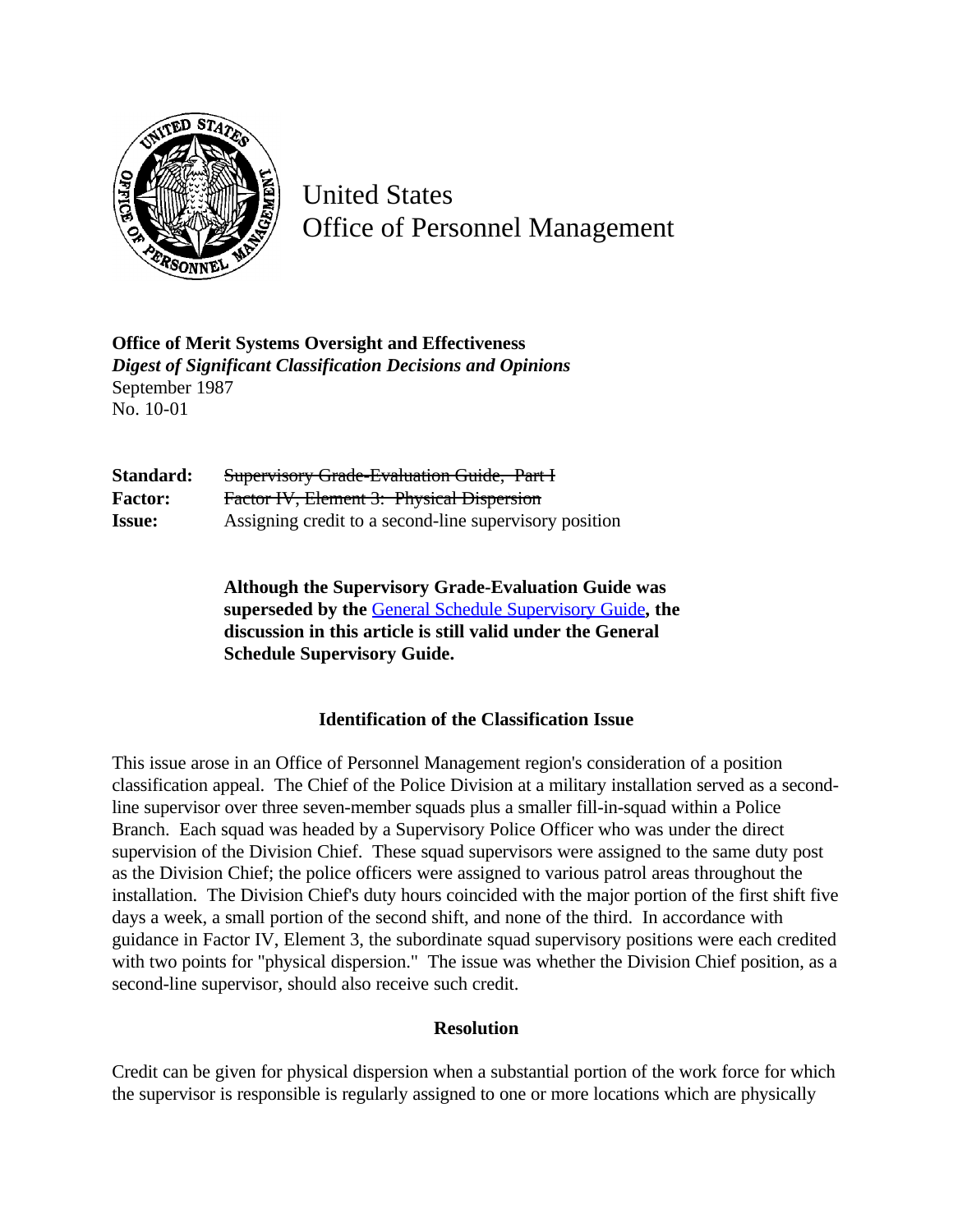# United States Office of Personnel Management

**Office of Merit Systems Oversight and Effectiveness**
***Digest of Significant Classification Decisions and Opinions***
September 1987
No. 10-01

| | |
|---|---|
| **Standard:** | ~~Supervisory Grade-Evaluation Guide, Part I~~ |
| **Factor:** | ~~Factor IV, Element 3: Physical Dispersion~~ |
| **Issue:** | Assigning credit to a second-line supervisory position |

**Although the Supervisory Grade-Evaluation Guide was superseded by the General Schedule Supervisory Guide, the discussion in this article is still valid under the General Schedule Supervisory Guide.**

### Identification of the Classification Issue

This issue arose in an Office of Personnel Management region's consideration of a position classification appeal. The Chief of the Police Division at a military installation served as a second-line supervisor over three seven-member squads plus a smaller fill-in-squad within a Police Branch. Each squad was headed by a Supervisory Police Officer who was under the direct supervision of the Division Chief. These squad supervisors were assigned to the same duty post as the Division Chief; the police officers were assigned to various patrol areas throughout the installation. The Division Chief's duty hours coincided with the major portion of the first shift five days a week, a small portion of the second shift, and none of the third. In accordance with guidance in Factor IV, Element 3, the subordinate squad supervisory positions were each credited with two points for "physical dispersion." The issue was whether the Division Chief position, as a second-line supervisor, should also receive such credit.

### Resolution

Credit can be given for physical dispersion when a substantial portion of the work force for which the supervisor is responsible is regularly assigned to one or more locations which are physically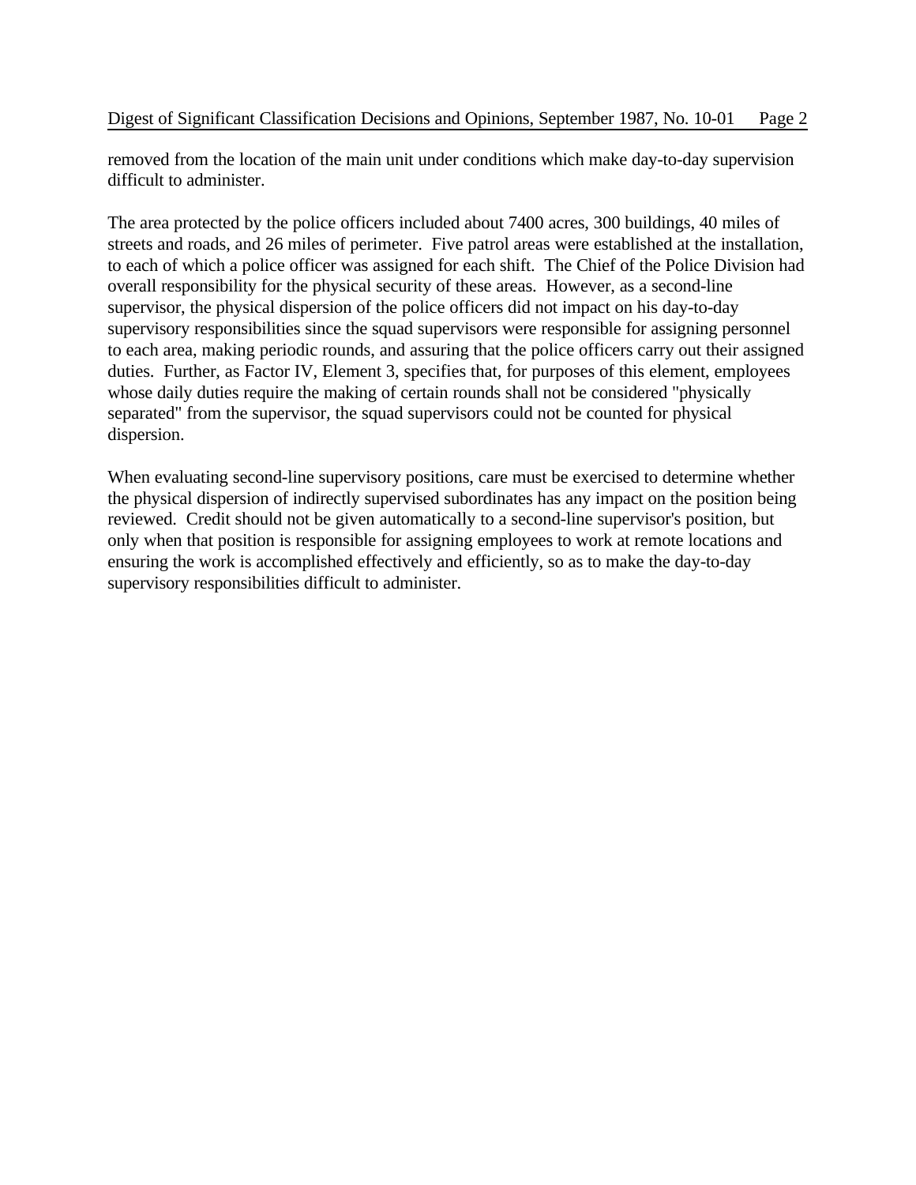removed from the location of the main unit under conditions which make day-to-day supervision difficult to administer.

The area protected by the police officers included about 7400 acres, 300 buildings, 40 miles of streets and roads, and 26 miles of perimeter. Five patrol areas were established at the installation, to each of which a police officer was assigned for each shift. The Chief of the Police Division had overall responsibility for the physical security of these areas. However, as a second-line supervisor, the physical dispersion of the police officers did not impact on his day-to-day supervisory responsibilities since the squad supervisors were responsible for assigning personnel to each area, making periodic rounds, and assuring that the police officers carry out their assigned duties. Further, as Factor IV, Element 3, specifies that, for purposes of this element, employees whose daily duties require the making of certain rounds shall not be considered "physically separated" from the supervisor, the squad supervisors could not be counted for physical dispersion.

When evaluating second-line supervisory positions, care must be exercised to determine whether the physical dispersion of indirectly supervised subordinates has any impact on the position being reviewed. Credit should not be given automatically to a second-line supervisor's position, but only when that position is responsible for assigning employees to work at remote locations and ensuring the work is accomplished effectively and efficiently, so as to make the day-to-day supervisory responsibilities difficult to administer.